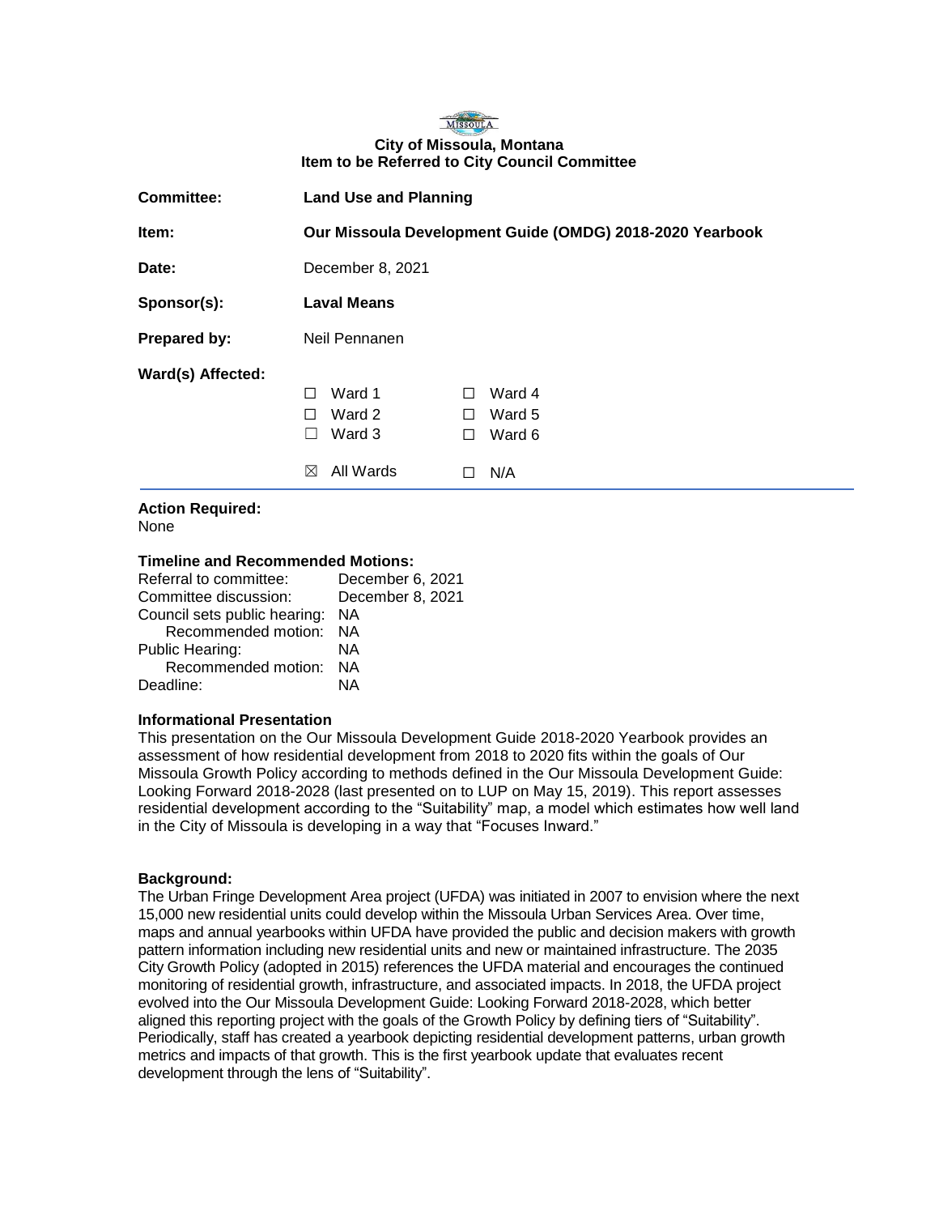**City of Missoula, Montana**
**Item to be Referred to City Council Committee**

| | |
|---|---|
| **Committee:** | **Land Use and Planning** |
| **Item:** | **Our Missoula Development Guide (OMDG) 2018-2020 Yearbook** |
| **Date:** | December 8, 2021 |
| **Sponsor(s):** | **Laval Means** |
| **Prepared by:** | Neil Pennanen |

**Ward(s) Affected:**

- ☐ Ward 1
- ☐ Ward 2
- ☐ Ward 3
- ☐ Ward 4
- ☐ Ward 5
- ☐ Ward 6
- ☒ All Wards
- ☐ N/A

**Action Required:**
None

**Timeline and Recommended Motions:**

| | |
|---|---|
| Referral to committee: | December 6, 2021 |
| Committee discussion: | December 8, 2021 |
| Council sets public hearing: | NA |
| Recommended motion: | NA |
| Public Hearing: | NA |
| Recommended motion: | NA |
| Deadline: | NA |

**Informational Presentation**

This presentation on the Our Missoula Development Guide 2018-2020 Yearbook provides an assessment of how residential development from 2018 to 2020 fits within the goals of Our Missoula Growth Policy according to methods defined in the Our Missoula Development Guide: Looking Forward 2018-2028 (last presented on to LUP on May 15, 2019). This report assesses residential development according to the "Suitability" map, a model which estimates how well land in the City of Missoula is developing in a way that "Focuses Inward."

**Background:**

The Urban Fringe Development Area project (UFDA) was initiated in 2007 to envision where the next 15,000 new residential units could develop within the Missoula Urban Services Area. Over time, maps and annual yearbooks within UFDA have provided the public and decision makers with growth pattern information including new residential units and new or maintained infrastructure. The 2035 City Growth Policy (adopted in 2015) references the UFDA material and encourages the continued monitoring of residential growth, infrastructure, and associated impacts. In 2018, the UFDA project evolved into the Our Missoula Development Guide: Looking Forward 2018-2028, which better aligned this reporting project with the goals of the Growth Policy by defining tiers of "Suitability". Periodically, staff has created a yearbook depicting residential development patterns, urban growth metrics and impacts of that growth. This is the first yearbook update that evaluates recent development through the lens of "Suitability".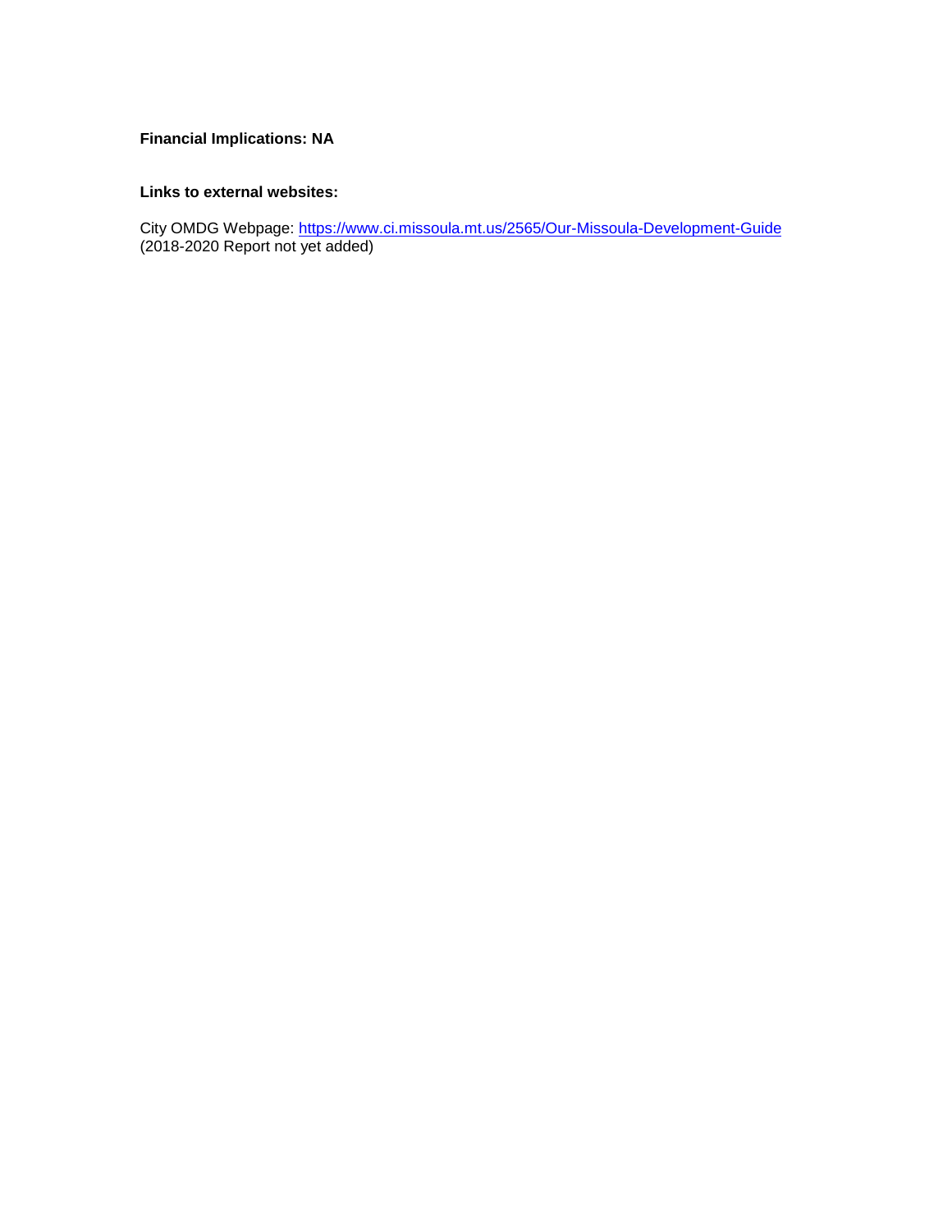**Financial Implications: NA**

**Links to external websites:**

City OMDG Webpage: [https://www.ci.missoula.mt.us/2565/Our-Missoula-Development-Guide](https://www.ci.missoula.mt.us/2565/Our-Missoula-Development-Guide)
(2018-2020 Report not yet added)